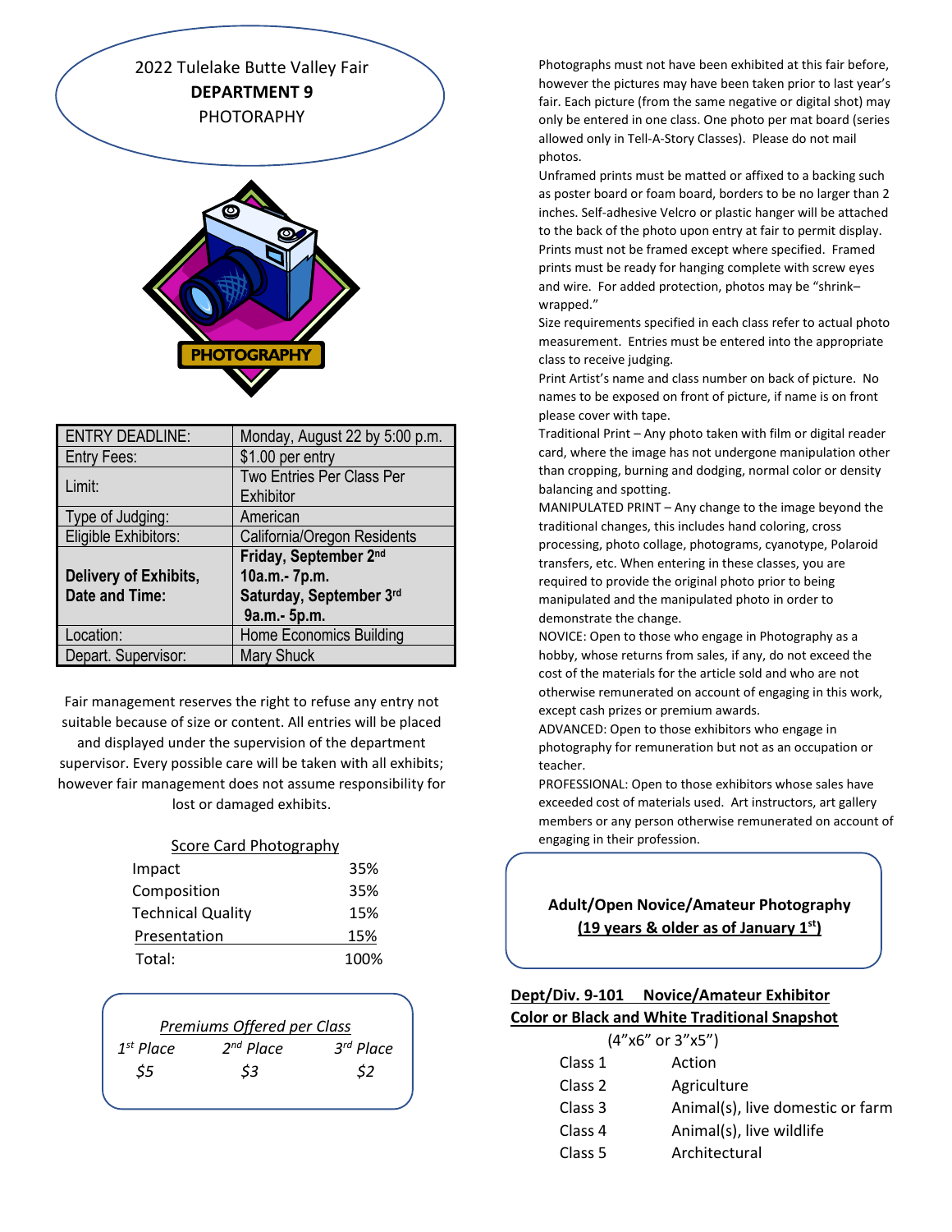# 2022 Tulelake Butte Valley Fair

## DEPARTMENT 9

## PHOTOGRAPHY

| | |
|---|---|
| ENTRY DEADLINE: | Monday, August 22 by 5:00 p.m. |
| Entry Fees: | $1.00 per entry |
| Limit: | Two Entries Per Class Per Exhibitor |
| Type of Judging: | American |
| Eligible Exhibitors: | California/Oregon Residents |
| **Delivery of Exhibits, Date and Time:** | **Friday, September 2nd 10a.m.- 7p.m. Saturday, September 3rd 9a.m.- 5p.m.** |
| Location: | Home Economics Building |
| Depart. Supervisor: | Mary Shuck |

Fair management reserves the right to refuse any entry not suitable because of size or content. All entries will be placed and displayed under the supervision of the department supervisor. Every possible care will be taken with all exhibits; however fair management does not assume responsibility for lost or damaged exhibits.

**Score Card Photography**

| | |
|---|---|
| Impact | 35% |
| Composition | 35% |
| Technical Quality | 15% |
| Presentation | 15% |
| Total: | 100% |

*Premiums Offered per Class*

| *1st Place* | *2nd Place* | *3rd Place* |
|---|---|---|
| *$5* | *$3* | *$2* |

Photographs must not have been exhibited at this fair before, however the pictures may have been taken prior to last year's fair. Each picture (from the same negative or digital shot) may only be entered in one class. One photo per mat board (series allowed only in Tell-A-Story Classes). Please do not mail photos.

Unframed prints must be matted or affixed to a backing such as poster board or foam board, borders to be no larger than 2 inches. Self-adhesive Velcro or plastic hanger will be attached to the back of the photo upon entry at fair to permit display. Prints must not be framed except where specified. Framed prints must be ready for hanging complete with screw eyes and wire. For added protection, photos may be "shrink–wrapped."

Size requirements specified in each class refer to actual photo measurement. Entries must be entered into the appropriate class to receive judging.

Print Artist's name and class number on back of picture. No names to be exposed on front of picture, if name is on front please cover with tape.

Traditional Print – Any photo taken with film or digital reader card, where the image has not undergone manipulation other than cropping, burning and dodging, normal color or density balancing and spotting.

MANIPULATED PRINT – Any change to the image beyond the traditional changes, this includes hand coloring, cross processing, photo collage, photograms, cyanotype, Polaroid transfers, etc. When entering in these classes, you are required to provide the original photo prior to being manipulated and the manipulated photo in order to demonstrate the change.

NOVICE: Open to those who engage in Photography as a hobby, whose returns from sales, if any, do not exceed the cost of the materials for the article sold and who are not otherwise remunerated on account of engaging in this work, except cash prizes or premium awards.

ADVANCED: Open to those exhibitors who engage in photography for remuneration but not as an occupation or teacher.

PROFESSIONAL: Open to those exhibitors whose sales have exceeded cost of materials used. Art instructors, art gallery members or any person otherwise remunerated on account of engaging in their profession.

## Adult/Open Novice/Amateur Photography
**(19 years & older as of January 1st)**

### Dept/Div. 9-101 Novice/Amateur Exhibitor
### Color or Black and White Traditional Snapshot

(4"x6" or 3"x5")

| | |
|---|---|
| Class 1 | Action |
| Class 2 | Agriculture |
| Class 3 | Animal(s), live domestic or farm |
| Class 4 | Animal(s), live wildlife |
| Class 5 | Architectural |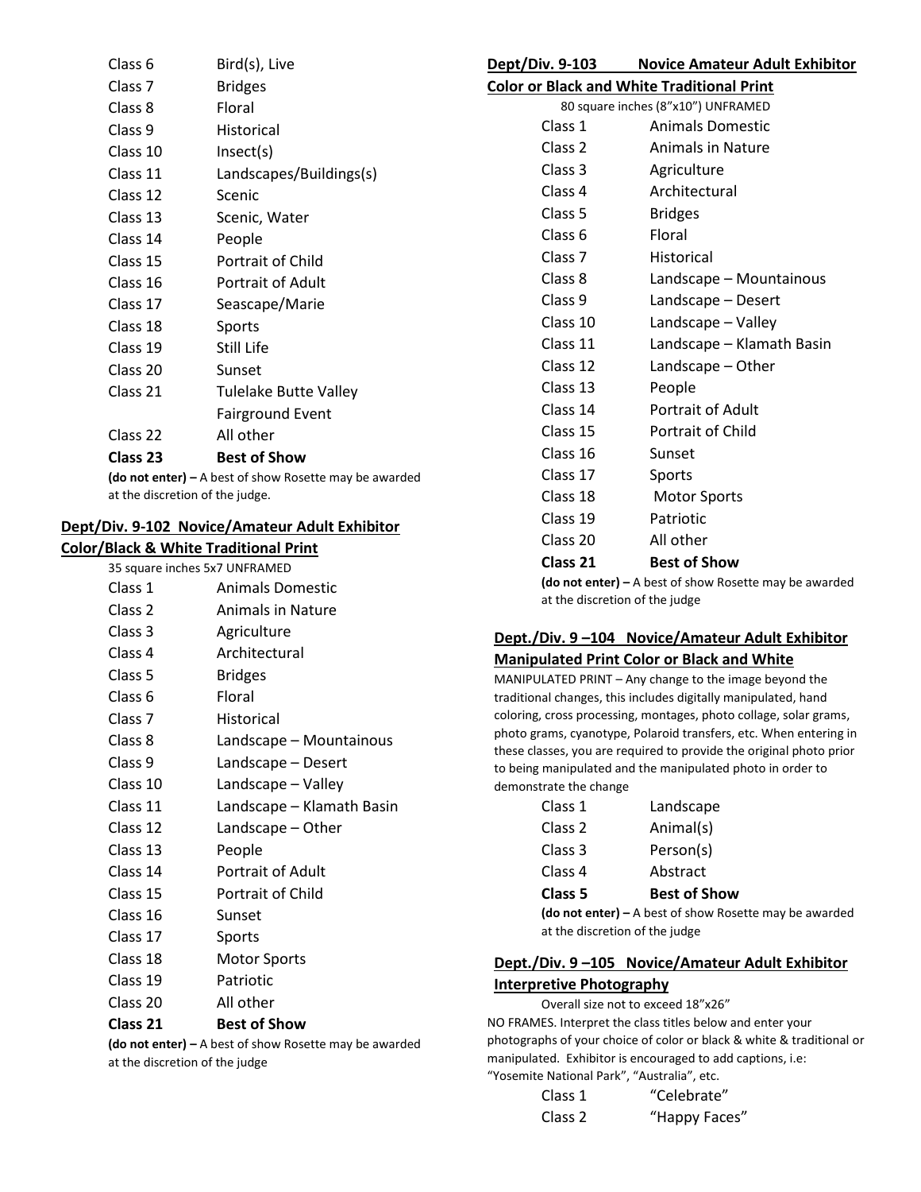| | |
|---|---|
| Class 6 | Bird(s), Live |
| Class 7 | Bridges |
| Class 8 | Floral |
| Class 9 | Historical |
| Class 10 | Insect(s) |
| Class 11 | Landscapes/Buildings(s) |
| Class 12 | Scenic |
| Class 13 | Scenic, Water |
| Class 14 | People |
| Class 15 | Portrait of Child |
| Class 16 | Portrait of Adult |
| Class 17 | Seascape/Marie |
| Class 18 | Sports |
| Class 19 | Still Life |
| Class 20 | Sunset |
| Class 21 | Tulelake Butte Valley Fairground Event |
| Class 22 | All other |
| **Class 23** | **Best of Show** |

**(do not enter) –** A best of show Rosette may be awarded at the discretion of the judge.

## Dept/Div. 9-102 Novice/Amateur Adult Exhibitor Color/Black & White Traditional Print

35 square inches 5x7 UNFRAMED

| | |
|---|---|
| Class 1 | Animals Domestic |
| Class 2 | Animals in Nature |
| Class 3 | Agriculture |
| Class 4 | Architectural |
| Class 5 | Bridges |
| Class 6 | Floral |
| Class 7 | Historical |
| Class 8 | Landscape – Mountainous |
| Class 9 | Landscape – Desert |
| Class 10 | Landscape – Valley |
| Class 11 | Landscape – Klamath Basin |
| Class 12 | Landscape – Other |
| Class 13 | People |
| Class 14 | Portrait of Adult |
| Class 15 | Portrait of Child |
| Class 16 | Sunset |
| Class 17 | Sports |
| Class 18 | Motor Sports |
| Class 19 | Patriotic |
| Class 20 | All other |
| **Class 21** | **Best of Show** |

**(do not enter) –** A best of show Rosette may be awarded at the discretion of the judge

## Dept/Div. 9-103 Novice Amateur Adult Exhibitor Color or Black and White Traditional Print

80 square inches (8"x10") UNFRAMED

| | |
|---|---|
| Class 1 | Animals Domestic |
| Class 2 | Animals in Nature |
| Class 3 | Agriculture |
| Class 4 | Architectural |
| Class 5 | Bridges |
| Class 6 | Floral |
| Class 7 | Historical |
| Class 8 | Landscape – Mountainous |
| Class 9 | Landscape – Desert |
| Class 10 | Landscape – Valley |
| Class 11 | Landscape – Klamath Basin |
| Class 12 | Landscape – Other |
| Class 13 | People |
| Class 14 | Portrait of Adult |
| Class 15 | Portrait of Child |
| Class 16 | Sunset |
| Class 17 | Sports |
| Class 18 | Motor Sports |
| Class 19 | Patriotic |
| Class 20 | All other |
| **Class 21** | **Best of Show** |

**(do not enter) –** A best of show Rosette may be awarded at the discretion of the judge

## Dept./Div. 9 –104 Novice/Amateur Adult Exhibitor Manipulated Print Color or Black and White

MANIPULATED PRINT – Any change to the image beyond the traditional changes, this includes digitally manipulated, hand coloring, cross processing, montages, photo collage, solar grams, photo grams, cyanotype, Polaroid transfers, etc. When entering in these classes, you are required to provide the original photo prior to being manipulated and the manipulated photo in order to demonstrate the change

| | |
|---|---|
| Class 1 | Landscape |
| Class 2 | Animal(s) |
| Class 3 | Person(s) |
| Class 4 | Abstract |
| **Class 5** | **Best of Show** |

**(do not enter) –** A best of show Rosette may be awarded at the discretion of the judge

## Dept./Div. 9 –105 Novice/Amateur Adult Exhibitor Interpretive Photography

Overall size not to exceed 18"x26"

NO FRAMES. Interpret the class titles below and enter your photographs of your choice of color or black & white & traditional or manipulated. Exhibitor is encouraged to add captions, i.e: "Yosemite National Park", "Australia", etc.

| | |
|---|---|
| Class 1 | "Celebrate" |
| Class 2 | "Happy Faces" |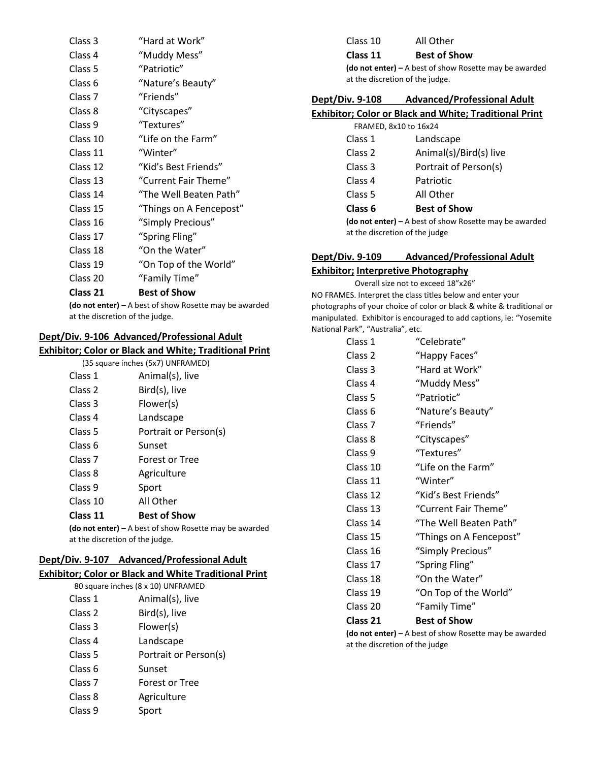Class 3 “Hard at Work”
Class 4 “Muddy Mess”
Class 5 “Patriotic”
Class 6 “Nature’s Beauty”
Class 7 “Friends”
Class 8 “Cityscapes”
Class 9 “Textures”
Class 10 “Life on the Farm”
Class 11 “Winter”
Class 12 “Kid’s Best Friends”
Class 13 “Current Fair Theme”
Class 14 “The Well Beaten Path”
Class 15 “Things on A Fencepost”
Class 16 “Simply Precious”
Class 17 “Spring Fling”
Class 18 “On the Water”
Class 19 “On Top of the World”
Class 20 “Family Time”
**Class 21 Best of Show**

**(do not enter) –** A best of show Rosette may be awarded at the discretion of the judge.

**Dept/Div. 9-106 Advanced/Professional Adult Exhibitor; Color or Black and White; Traditional Print**

(35 square inches (5x7) UNFRAMED)

Class 1 Animal(s), live
Class 2 Bird(s), live
Class 3 Flower(s)
Class 4 Landscape
Class 5 Portrait or Person(s)
Class 6 Sunset
Class 7 Forest or Tree
Class 8 Agriculture
Class 9 Sport
Class 10 All Other
**Class 11 Best of Show**

**(do not enter) –** A best of show Rosette may be awarded at the discretion of the judge.

**Dept/Div. 9-107 Advanced/Professional Adult Exhibitor; Color or Black and White Traditional Print**

80 square inches (8 x 10) UNFRAMED

Class 1 Animal(s), live
Class 2 Bird(s), live
Class 3 Flower(s)
Class 4 Landscape
Class 5 Portrait or Person(s)
Class 6 Sunset
Class 7 Forest or Tree
Class 8 Agriculture
Class 9 Sport
Class 10 All Other
**Class 11 Best of Show**

**(do not enter) –** A best of show Rosette may be awarded at the discretion of the judge.

**Dept/Div. 9-108 Advanced/Professional Adult Exhibitor; Color or Black and White; Traditional Print**

FRAMED, 8x10 to 16x24

Class 1 Landscape
Class 2 Animal(s)/Bird(s) live
Class 3 Portrait of Person(s)
Class 4 Patriotic
Class 5 All Other
**Class 6 Best of Show**

**(do not enter) –** A best of show Rosette may be awarded at the discretion of the judge

**Dept/Div. 9-109 Advanced/Professional Adult Exhibitor; Interpretive Photography**

Overall size not to exceed 18”x26”

NO FRAMES. Interpret the class titles below and enter your photographs of your choice of color or black & white & traditional or manipulated. Exhibitor is encouraged to add captions, ie: “Yosemite National Park”, “Australia”, etc.

Class 1 “Celebrate”
Class 2 “Happy Faces”
Class 3 “Hard at Work”
Class 4 “Muddy Mess”
Class 5 “Patriotic”
Class 6 “Nature’s Beauty”
Class 7 “Friends”
Class 8 “Cityscapes”
Class 9 “Textures”
Class 10 “Life on the Farm”
Class 11 “Winter”
Class 12 “Kid’s Best Friends”
Class 13 “Current Fair Theme”
Class 14 “The Well Beaten Path”
Class 15 “Things on A Fencepost”
Class 16 “Simply Precious”
Class 17 “Spring Fling”
Class 18 “On the Water”
Class 19 “On Top of the World”
Class 20 “Family Time”
**Class 21 Best of Show**

**(do not enter) –** A best of show Rosette may be awarded at the discretion of the judge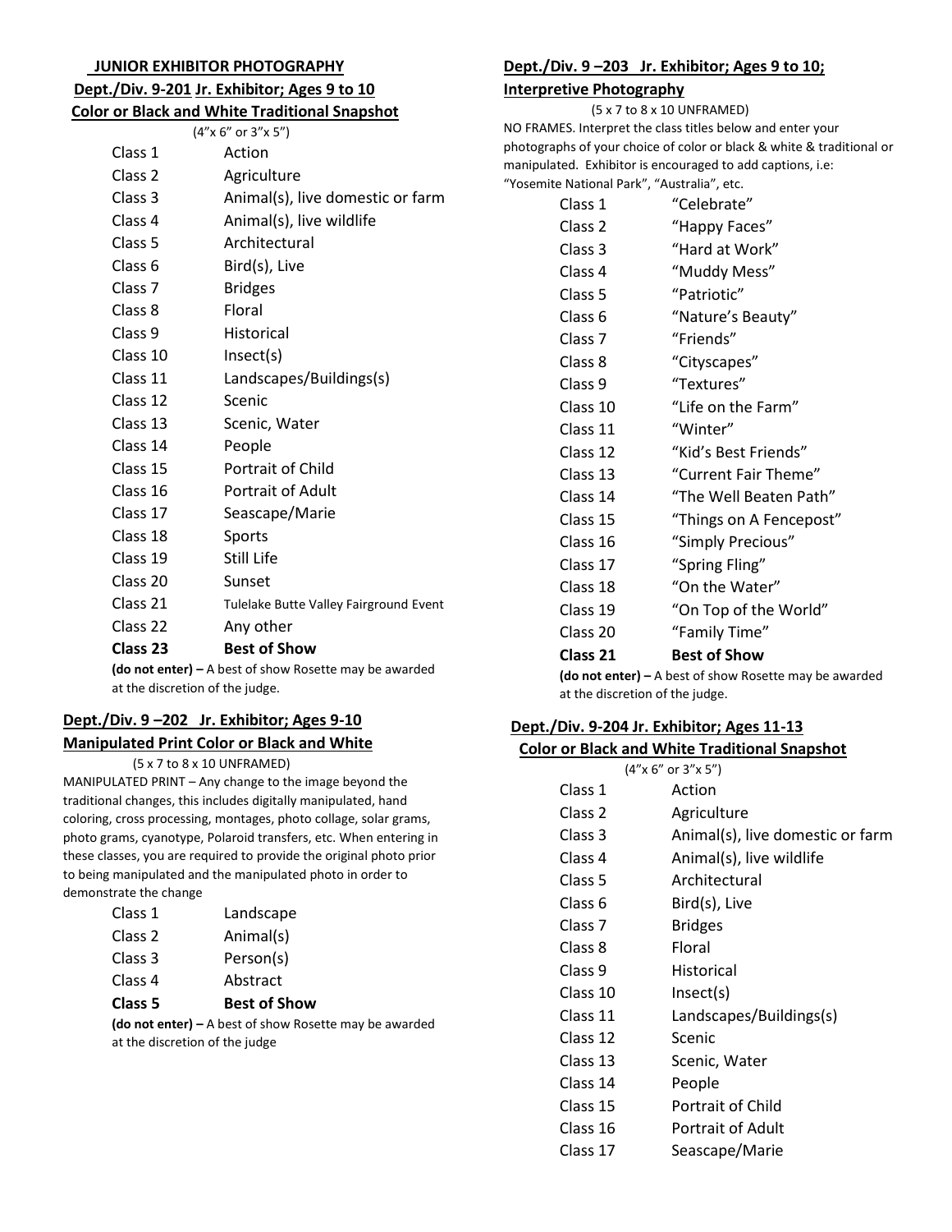## JUNIOR EXHIBITOR PHOTOGRAPHY

### Dept./Div. 9-201 Jr. Exhibitor; Ages 9 to 10
### Color or Black and White Traditional Snapshot

(4"x 6" or 3"x 5")

| | |
|---|---|
| Class 1 | Action |
| Class 2 | Agriculture |
| Class 3 | Animal(s), live domestic or farm |
| Class 4 | Animal(s), live wildlife |
| Class 5 | Architectural |
| Class 6 | Bird(s), Live |
| Class 7 | Bridges |
| Class 8 | Floral |
| Class 9 | Historical |
| Class 10 | Insect(s) |
| Class 11 | Landscapes/Buildings(s) |
| Class 12 | Scenic |
| Class 13 | Scenic, Water |
| Class 14 | People |
| Class 15 | Portrait of Child |
| Class 16 | Portrait of Adult |
| Class 17 | Seascape/Marie |
| Class 18 | Sports |
| Class 19 | Still Life |
| Class 20 | Sunset |
| Class 21 | Tulelake Butte Valley Fairground Event |
| Class 22 | Any other |
| **Class 23** | **Best of Show** |

**(do not enter) –** A best of show Rosette may be awarded at the discretion of the judge.

### Dept./Div. 9 –202 Jr. Exhibitor; Ages 9-10
### Manipulated Print Color or Black and White

(5 x 7 to 8 x 10 UNFRAMED)

MANIPULATED PRINT – Any change to the image beyond the traditional changes, this includes digitally manipulated, hand coloring, cross processing, montages, photo collage, solar grams, photo grams, cyanotype, Polaroid transfers, etc. When entering in these classes, you are required to provide the original photo prior to being manipulated and the manipulated photo in order to demonstrate the change

| | |
|---|---|
| Class 1 | Landscape |
| Class 2 | Animal(s) |
| Class 3 | Person(s) |
| Class 4 | Abstract |
| **Class 5** | **Best of Show** |

**(do not enter) –** A best of show Rosette may be awarded at the discretion of the judge

### Dept./Div. 9 –203 Jr. Exhibitor; Ages 9 to 10;
### Interpretive Photography

(5 x 7 to 8 x 10 UNFRAMED)

NO FRAMES. Interpret the class titles below and enter your photographs of your choice of color or black & white & traditional or manipulated. Exhibitor is encouraged to add captions, i.e: "Yosemite National Park", "Australia", etc.

| | |
|---|---|
| Class 1 | "Celebrate" |
| Class 2 | "Happy Faces" |
| Class 3 | "Hard at Work" |
| Class 4 | "Muddy Mess" |
| Class 5 | "Patriotic" |
| Class 6 | "Nature's Beauty" |
| Class 7 | "Friends" |
| Class 8 | "Cityscapes" |
| Class 9 | "Textures" |
| Class 10 | "Life on the Farm" |
| Class 11 | "Winter" |
| Class 12 | "Kid's Best Friends" |
| Class 13 | "Current Fair Theme" |
| Class 14 | "The Well Beaten Path" |
| Class 15 | "Things on A Fencepost" |
| Class 16 | "Simply Precious" |
| Class 17 | "Spring Fling" |
| Class 18 | "On the Water" |
| Class 19 | "On Top of the World" |
| Class 20 | "Family Time" |
| **Class 21** | **Best of Show** |

**(do not enter) –** A best of show Rosette may be awarded at the discretion of the judge.

### Dept./Div. 9-204 Jr. Exhibitor; Ages 11-13
### Color or Black and White Traditional Snapshot

(4"x 6" or 3"x 5")

| | |
|---|---|
| Class 1 | Action |
| Class 2 | Agriculture |
| Class 3 | Animal(s), live domestic or farm |
| Class 4 | Animal(s), live wildlife |
| Class 5 | Architectural |
| Class 6 | Bird(s), Live |
| Class 7 | Bridges |
| Class 8 | Floral |
| Class 9 | Historical |
| Class 10 | Insect(s) |
| Class 11 | Landscapes/Buildings(s) |
| Class 12 | Scenic |
| Class 13 | Scenic, Water |
| Class 14 | People |
| Class 15 | Portrait of Child |
| Class 16 | Portrait of Adult |
| Class 17 | Seascape/Marie |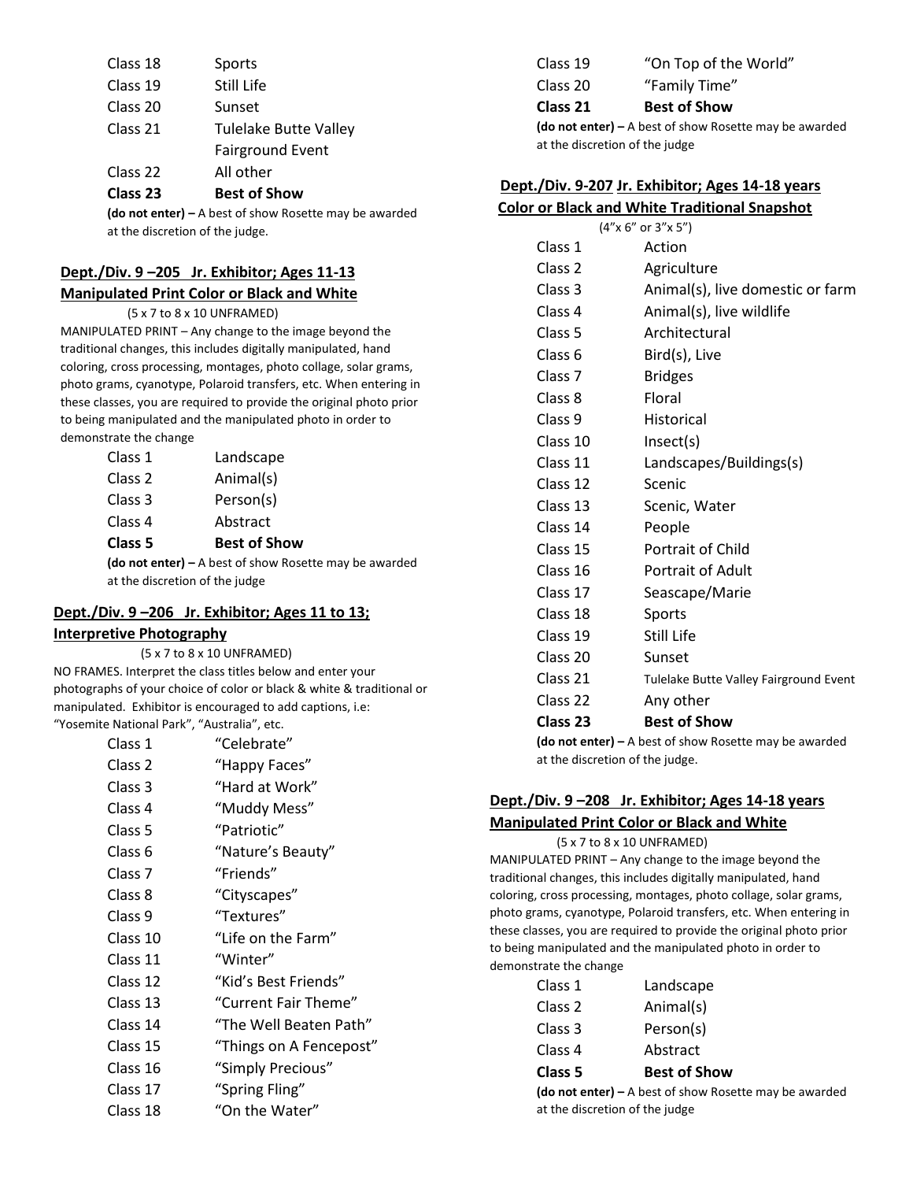| | |
|---|---|
| Class 18 | Sports |
| Class 19 | Still Life |
| Class 20 | Sunset |
| Class 21 | Tulelake Butte Valley Fairground Event |
| Class 22 | All other |
| **Class 23** | **Best of Show** |

**(do not enter) –** A best of show Rosette may be awarded at the discretion of the judge.

## Dept./Div. 9 –205 Jr. Exhibitor; Ages 11-13 Manipulated Print Color or Black and White

(5 x 7 to 8 x 10 UNFRAMED)

MANIPULATED PRINT – Any change to the image beyond the traditional changes, this includes digitally manipulated, hand coloring, cross processing, montages, photo collage, solar grams, photo grams, cyanotype, Polaroid transfers, etc. When entering in these classes, you are required to provide the original photo prior to being manipulated and the manipulated photo in order to demonstrate the change

| | |
|---|---|
| Class 1 | Landscape |
| Class 2 | Animal(s) |
| Class 3 | Person(s) |
| Class 4 | Abstract |
| **Class 5** | **Best of Show** |

**(do not enter) –** A best of show Rosette may be awarded at the discretion of the judge

## Dept./Div. 9 –206 Jr. Exhibitor; Ages 11 to 13; Interpretive Photography

(5 x 7 to 8 x 10 UNFRAMED)

NO FRAMES. Interpret the class titles below and enter your photographs of your choice of color or black & white & traditional or manipulated. Exhibitor is encouraged to add captions, i.e: "Yosemite National Park", "Australia", etc.

| | |
|---|---|
| Class 1 | "Celebrate" |
| Class 2 | "Happy Faces" |
| Class 3 | "Hard at Work" |
| Class 4 | "Muddy Mess" |
| Class 5 | "Patriotic" |
| Class 6 | "Nature's Beauty" |
| Class 7 | "Friends" |
| Class 8 | "Cityscapes" |
| Class 9 | "Textures" |
| Class 10 | "Life on the Farm" |
| Class 11 | "Winter" |
| Class 12 | "Kid's Best Friends" |
| Class 13 | "Current Fair Theme" |
| Class 14 | "The Well Beaten Path" |
| Class 15 | "Things on A Fencepost" |
| Class 16 | "Simply Precious" |
| Class 17 | "Spring Fling" |
| Class 18 | "On the Water" |
| Class 19 | "On Top of the World" |
| Class 20 | "Family Time" |
| **Class 21** | **Best of Show** |

**(do not enter) –** A best of show Rosette may be awarded at the discretion of the judge

## Dept./Div. 9-207 Jr. Exhibitor; Ages 14-18 years Color or Black and White Traditional Snapshot

(4"x 6" or 3"x 5")

| | |
|---|---|
| Class 1 | Action |
| Class 2 | Agriculture |
| Class 3 | Animal(s), live domestic or farm |
| Class 4 | Animal(s), live wildlife |
| Class 5 | Architectural |
| Class 6 | Bird(s), Live |
| Class 7 | Bridges |
| Class 8 | Floral |
| Class 9 | Historical |
| Class 10 | Insect(s) |
| Class 11 | Landscapes/Buildings(s) |
| Class 12 | Scenic |
| Class 13 | Scenic, Water |
| Class 14 | People |
| Class 15 | Portrait of Child |
| Class 16 | Portrait of Adult |
| Class 17 | Seascape/Marie |
| Class 18 | Sports |
| Class 19 | Still Life |
| Class 20 | Sunset |
| Class 21 | Tulelake Butte Valley Fairground Event |
| Class 22 | Any other |
| **Class 23** | **Best of Show** |

**(do not enter) –** A best of show Rosette may be awarded at the discretion of the judge.

## Dept./Div. 9 –208 Jr. Exhibitor; Ages 14-18 years Manipulated Print Color or Black and White

(5 x 7 to 8 x 10 UNFRAMED)

MANIPULATED PRINT – Any change to the image beyond the traditional changes, this includes digitally manipulated, hand coloring, cross processing, montages, photo collage, solar grams, photo grams, cyanotype, Polaroid transfers, etc. When entering in these classes, you are required to provide the original photo prior to being manipulated and the manipulated photo in order to demonstrate the change

| | |
|---|---|
| Class 1 | Landscape |
| Class 2 | Animal(s) |
| Class 3 | Person(s) |
| Class 4 | Abstract |
| **Class 5** | **Best of Show** |

**(do not enter) –** A best of show Rosette may be awarded at the discretion of the judge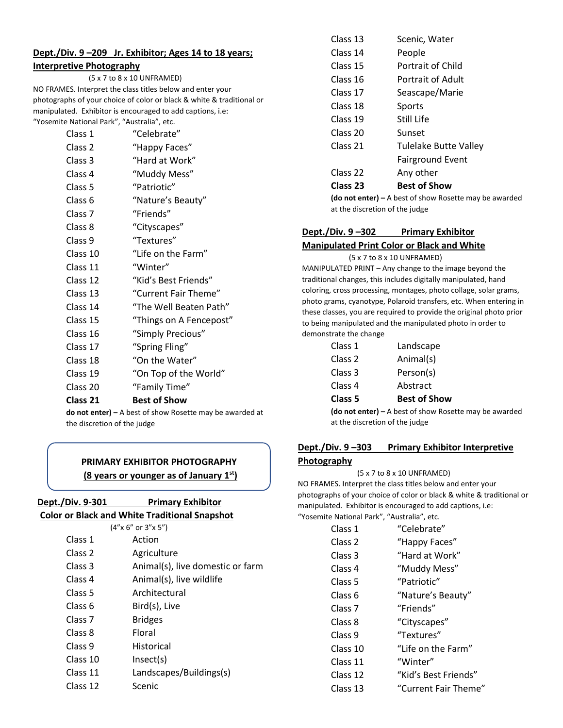**Dept./Div. 9 –209 Jr. Exhibitor; Ages 14 to 18 years; Interpretive Photography**

(5 x 7 to 8 x 10 UNFRAMED)

NO FRAMES. Interpret the class titles below and enter your photographs of your choice of color or black & white & traditional or manipulated. Exhibitor is encouraged to add captions, i.e: "Yosemite National Park", "Australia", etc.

| | |
|---|---|
| Class 1 | "Celebrate" |
| Class 2 | "Happy Faces" |
| Class 3 | "Hard at Work" |
| Class 4 | "Muddy Mess" |
| Class 5 | "Patriotic" |
| Class 6 | "Nature's Beauty" |
| Class 7 | "Friends" |
| Class 8 | "Cityscapes" |
| Class 9 | "Textures" |
| Class 10 | "Life on the Farm" |
| Class 11 | "Winter" |
| Class 12 | "Kid's Best Friends" |
| Class 13 | "Current Fair Theme" |
| Class 14 | "The Well Beaten Path" |
| Class 15 | "Things on A Fencepost" |
| Class 16 | "Simply Precious" |
| Class 17 | "Spring Fling" |
| Class 18 | "On the Water" |
| Class 19 | "On Top of the World" |
| Class 20 | "Family Time" |
| **Class 21** | **Best of Show** |

**do not enter) –** A best of show Rosette may be awarded at the discretion of the judge

**PRIMARY EXHIBITOR PHOTOGRAPHY**
**(8 years or younger as of January 1st)**

**Dept./Div. 9-301 Primary Exhibitor Color or Black and White Traditional Snapshot**

(4"x 6" or 3"x 5")

| | |
|---|---|
| Class 1 | Action |
| Class 2 | Agriculture |
| Class 3 | Animal(s), live domestic or farm |
| Class 4 | Animal(s), live wildlife |
| Class 5 | Architectural |
| Class 6 | Bird(s), Live |
| Class 7 | Bridges |
| Class 8 | Floral |
| Class 9 | Historical |
| Class 10 | Insect(s) |
| Class 11 | Landscapes/Buildings(s) |
| Class 12 | Scenic |
| Class 13 | Scenic, Water |
| Class 14 | People |
| Class 15 | Portrait of Child |
| Class 16 | Portrait of Adult |
| Class 17 | Seascape/Marie |
| Class 18 | Sports |
| Class 19 | Still Life |
| Class 20 | Sunset |
| Class 21 | Tulelake Butte Valley Fairground Event |
| Class 22 | Any other |
| **Class 23** | **Best of Show** |

**(do not enter) –** A best of show Rosette may be awarded at the discretion of the judge

**Dept./Div. 9 –302 Primary Exhibitor Manipulated Print Color or Black and White**

(5 x 7 to 8 x 10 UNFRAMED)

MANIPULATED PRINT – Any change to the image beyond the traditional changes, this includes digitally manipulated, hand coloring, cross processing, montages, photo collage, solar grams, photo grams, cyanotype, Polaroid transfers, etc. When entering in these classes, you are required to provide the original photo prior to being manipulated and the manipulated photo in order to demonstrate the change

| | |
|---|---|
| Class 1 | Landscape |
| Class 2 | Animal(s) |
| Class 3 | Person(s) |
| Class 4 | Abstract |
| **Class 5** | **Best of Show** |

**(do not enter) –** A best of show Rosette may be awarded at the discretion of the judge

**Dept./Div. 9 –303 Primary Exhibitor Interpretive Photography**

(5 x 7 to 8 x 10 UNFRAMED)

NO FRAMES. Interpret the class titles below and enter your photographs of your choice of color or black & white & traditional or manipulated. Exhibitor is encouraged to add captions, i.e: "Yosemite National Park", "Australia", etc.

| | |
|---|---|
| Class 1 | "Celebrate" |
| Class 2 | "Happy Faces" |
| Class 3 | "Hard at Work" |
| Class 4 | "Muddy Mess" |
| Class 5 | "Patriotic" |
| Class 6 | "Nature's Beauty" |
| Class 7 | "Friends" |
| Class 8 | "Cityscapes" |
| Class 9 | "Textures" |
| Class 10 | "Life on the Farm" |
| Class 11 | "Winter" |
| Class 12 | "Kid's Best Friends" |
| Class 13 | "Current Fair Theme" |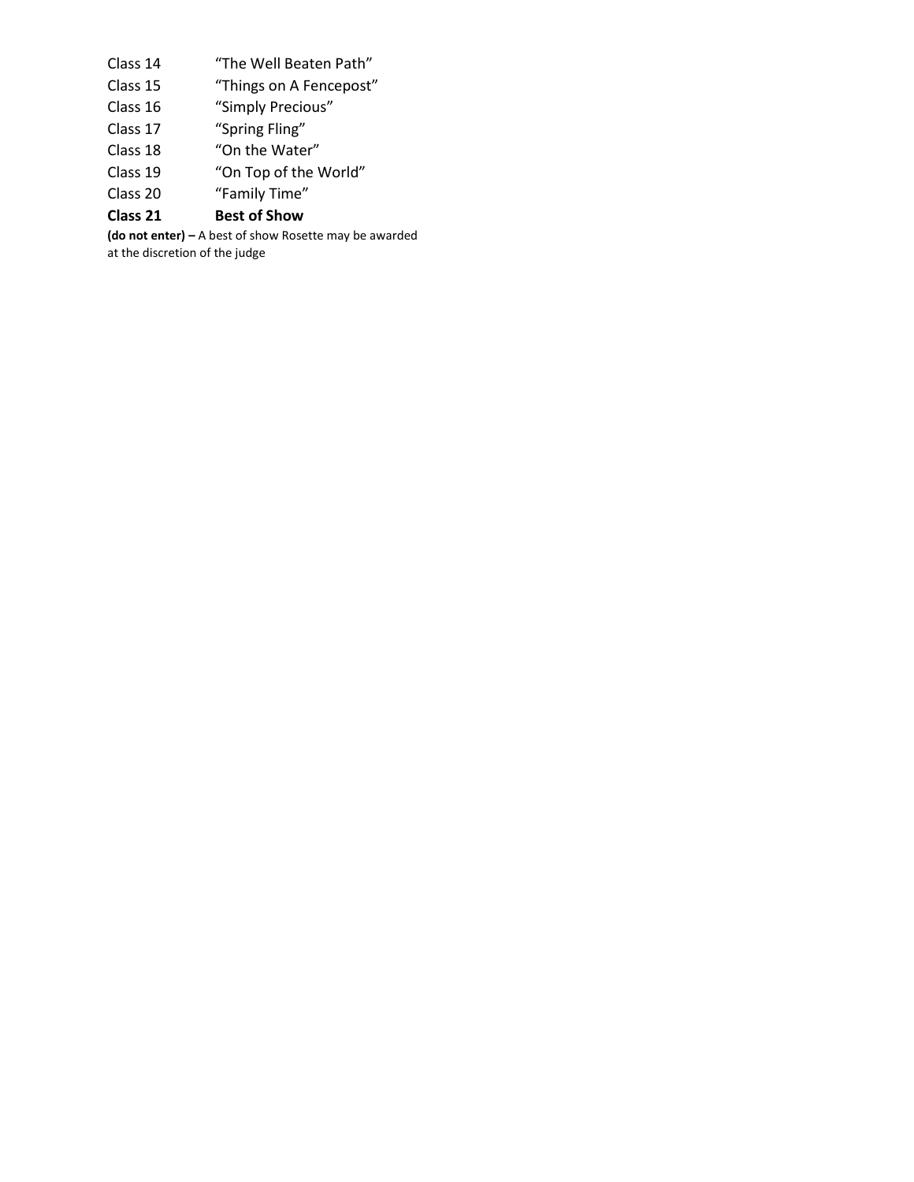Class 14 “The Well Beaten Path”

Class 15 “Things on A Fencepost”

Class 16 “Simply Precious”

Class 17 “Spring Fling”

Class 18 “On the Water”

Class 19 “On Top of the World”

Class 20 “Family Time”

**Class 21 Best of Show**

**(do not enter) –** A best of show Rosette may be awarded at the discretion of the judge